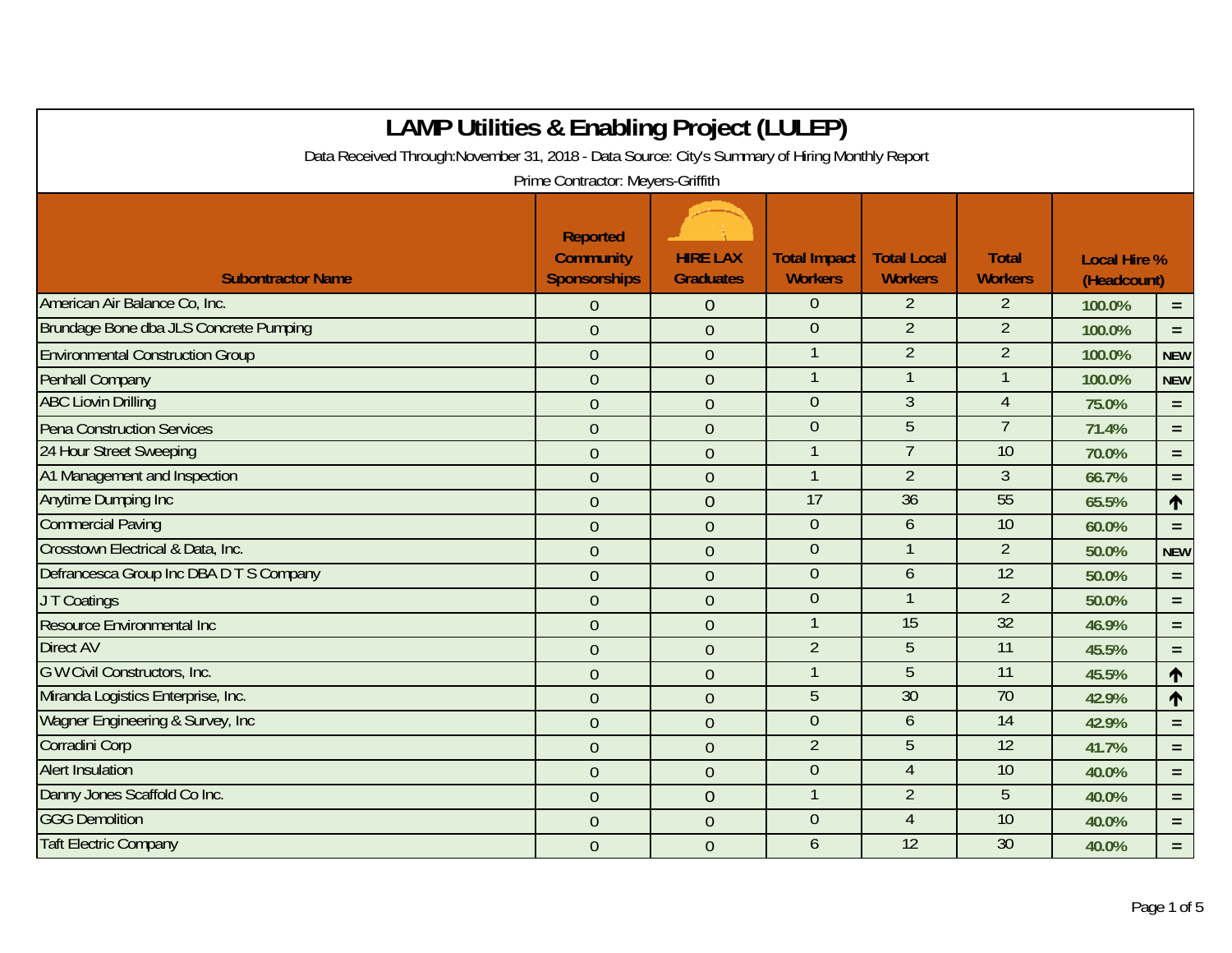# LAMP Utilities & Enabling Project (LULEP)

Data Received Through:November 31, 2018 - Data Source: City's Summary of Hiring Monthly Report

Prime Contractor: Meyers-Griffith

| Subontractor Name | Reported Community Sponsorships | HIRE LAX Graduates | Total Impact Workers | Total Local Workers | Total Workers | Local Hire % (Headcount) | |
|---|---|---|---|---|---|---|---|
| American Air Balance Co, Inc. | 0 | 0 | 0 | 2 | 2 | 100.0% | = |
| Brundage Bone dba JLS Concrete Pumping | 0 | 0 | 0 | 2 | 2 | 100.0% | = |
| Environmental Construction Group | 0 | 0 | 1 | 2 | 2 | 100.0% | NEW |
| Penhall Company | 0 | 0 | 1 | 1 | 1 | 100.0% | NEW |
| ABC Liovin Drilling | 0 | 0 | 0 | 3 | 4 | 75.0% | = |
| Pena Construction Services | 0 | 0 | 0 | 5 | 7 | 71.4% | = |
| 24 Hour Street Sweeping | 0 | 0 | 1 | 7 | 10 | 70.0% | = |
| A1 Management and Inspection | 0 | 0 | 1 | 2 | 3 | 66.7% | = |
| Anytime Dumping Inc | 0 | 0 | 17 | 36 | 55 | 65.5% | ↑ |
| Commercial Paving | 0 | 0 | 0 | 6 | 10 | 60.0% | = |
| Crosstown Electrical & Data, Inc. | 0 | 0 | 0 | 1 | 2 | 50.0% | NEW |
| Defrancesca Group Inc DBA D T S Company | 0 | 0 | 0 | 6 | 12 | 50.0% | = |
| J T Coatings | 0 | 0 | 0 | 1 | 2 | 50.0% | = |
| Resource Environmental Inc | 0 | 0 | 1 | 15 | 32 | 46.9% | = |
| Direct AV | 0 | 0 | 2 | 5 | 11 | 45.5% | = |
| G W Civil Constructors, Inc. | 0 | 0 | 1 | 5 | 11 | 45.5% | ↑ |
| Miranda Logistics Enterprise, Inc. | 0 | 0 | 5 | 30 | 70 | 42.9% | ↑ |
| Wagner Engineering & Survey, Inc | 0 | 0 | 0 | 6 | 14 | 42.9% | = |
| Corradini Corp | 0 | 0 | 2 | 5 | 12 | 41.7% | = |
| Alert Insulation | 0 | 0 | 0 | 4 | 10 | 40.0% | = |
| Danny Jones Scaffold Co Inc. | 0 | 0 | 1 | 2 | 5 | 40.0% | = |
| GGG Demolition | 0 | 0 | 0 | 4 | 10 | 40.0% | = |
| Taft Electric Company | 0 | 0 | 6 | 12 | 30 | 40.0% | = |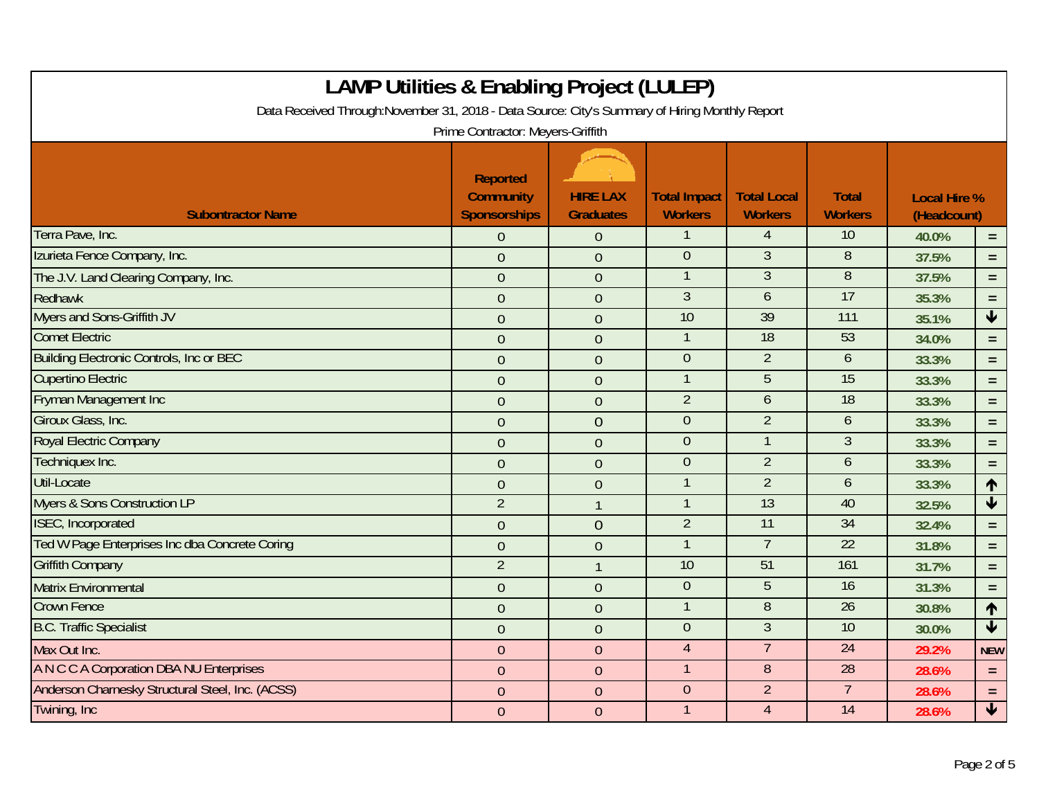# LAMP Utilities & Enabling Project (LULEP)

Data Received Through:November 31, 2018 - Data Source: City's Summary of Hiring Monthly Report

Prime Contractor: Meyers-Griffith

| Subontractor Name | Reported Community Sponsorships | HIRE LAX Graduates | Total Impact Workers | Total Local Workers | Total Workers | Local Hire % (Headcount) | |
|---|---|---|---|---|---|---|---|
| Terra Pave, Inc. | 0 | 0 | 1 | 4 | 10 | 40.0% | = |
| Izurieta Fence Company, Inc. | 0 | 0 | 0 | 3 | 8 | 37.5% | = |
| The J.V. Land Clearing Company, Inc. | 0 | 0 | 1 | 3 | 8 | 37.5% | = |
| Redhawk | 0 | 0 | 3 | 6 | 17 | 35.3% | = |
| Myers and Sons-Griffith JV | 0 | 0 | 10 | 39 | 111 | 35.1% | ↓ |
| Comet Electric | 0 | 0 | 1 | 18 | 53 | 34.0% | = |
| Building Electronic Controls, Inc or BEC | 0 | 0 | 0 | 2 | 6 | 33.3% | = |
| Cupertino Electric | 0 | 0 | 1 | 5 | 15 | 33.3% | = |
| Fryman Management Inc | 0 | 0 | 2 | 6 | 18 | 33.3% | = |
| Giroux Glass, Inc. | 0 | 0 | 0 | 2 | 6 | 33.3% | = |
| Royal Electric Company | 0 | 0 | 0 | 1 | 3 | 33.3% | = |
| Techniquex Inc. | 0 | 0 | 0 | 2 | 6 | 33.3% | = |
| Util-Locate | 0 | 0 | 1 | 2 | 6 | 33.3% | ↑ |
| Myers & Sons Construction LP | 2 | 1 | 1 | 13 | 40 | 32.5% | ↓ |
| ISEC, Incorporated | 0 | 0 | 2 | 11 | 34 | 32.4% | = |
| Ted W Page Enterprises Inc dba Concrete Coring | 0 | 0 | 1 | 7 | 22 | 31.8% | = |
| Griffith Company | 2 | 1 | 10 | 51 | 161 | 31.7% | = |
| Matrix Environmental | 0 | 0 | 0 | 5 | 16 | 31.3% | = |
| Crown Fence | 0 | 0 | 1 | 8 | 26 | 30.8% | ↑ |
| B.C. Traffic Specialist | 0 | 0 | 0 | 3 | 10 | 30.0% | ↓ |
| Max Out Inc. | 0 | 0 | 4 | 7 | 24 | 29.2% | NEW |
| A N C C A Corporation DBA NU Enterprises | 0 | 0 | 1 | 8 | 28 | 28.6% | = |
| Anderson Charnesky Structural Steel, Inc. (ACSS) | 0 | 0 | 0 | 2 | 7 | 28.6% | = |
| Twining, Inc | 0 | 0 | 1 | 4 | 14 | 28.6% | ↓ |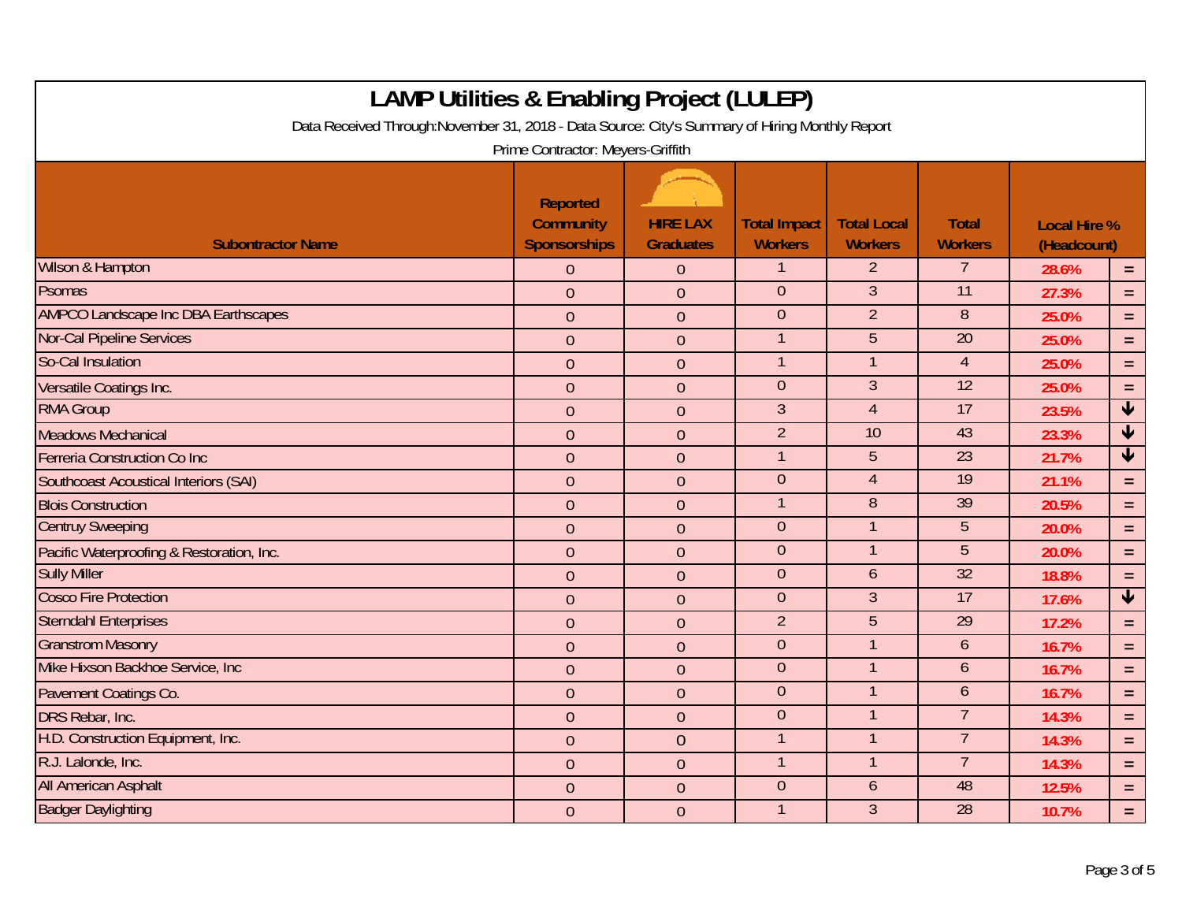# LAMP Utilities & Enabling Project (LULEP)

Data Received Through:November 31, 2018 - Data Source: City's Summary of Hiring Monthly Report

Prime Contractor: Meyers-Griffith

| Subontractor Name | Reported Community Sponsorships | HIRE LAX Graduates | Total Impact Workers | Total Local Workers | Total Workers | Local Hire % (Headcount) | |
|---|---|---|---|---|---|---|---|
| Wilson & Hampton | 0 | 0 | 1 | 2 | 7 | 28.6% | = |
| Psomas | 0 | 0 | 0 | 3 | 11 | 27.3% | = |
| AMPCO Landscape Inc DBA Earthscapes | 0 | 0 | 0 | 2 | 8 | 25.0% | = |
| Nor-Cal Pipeline Services | 0 | 0 | 1 | 5 | 20 | 25.0% | = |
| So-Cal Insulation | 0 | 0 | 1 | 1 | 4 | 25.0% | = |
| Versatile Coatings Inc. | 0 | 0 | 0 | 3 | 12 | 25.0% | = |
| RMA Group | 0 | 0 | 3 | 4 | 17 | 23.5% | ↓ |
| Meadows Mechanical | 0 | 0 | 2 | 10 | 43 | 23.3% | ↓ |
| Ferreria Construction Co Inc | 0 | 0 | 1 | 5 | 23 | 21.7% | ↓ |
| Southcoast Acoustical Interiors (SAI) | 0 | 0 | 0 | 4 | 19 | 21.1% | = |
| Blois Construction | 0 | 0 | 1 | 8 | 39 | 20.5% | = |
| Centruy Sweeping | 0 | 0 | 0 | 1 | 5 | 20.0% | = |
| Pacific Waterproofing & Restoration, Inc. | 0 | 0 | 0 | 1 | 5 | 20.0% | = |
| Sully Miller | 0 | 0 | 0 | 6 | 32 | 18.8% | = |
| Cosco Fire Protection | 0 | 0 | 0 | 3 | 17 | 17.6% | ↓ |
| Sterndahl Enterprises | 0 | 0 | 2 | 5 | 29 | 17.2% | = |
| Granstrom Masonry | 0 | 0 | 0 | 1 | 6 | 16.7% | = |
| Mike Hixson Backhoe Service, Inc | 0 | 0 | 0 | 1 | 6 | 16.7% | = |
| Pavement Coatings Co. | 0 | 0 | 0 | 1 | 6 | 16.7% | = |
| DRS Rebar, Inc. | 0 | 0 | 0 | 1 | 7 | 14.3% | = |
| H.D. Construction Equipment, Inc. | 0 | 0 | 1 | 1 | 7 | 14.3% | = |
| R.J. Lalonde, Inc. | 0 | 0 | 1 | 1 | 7 | 14.3% | = |
| All American Asphalt | 0 | 0 | 0 | 6 | 48 | 12.5% | = |
| Badger Daylighting | 0 | 0 | 1 | 3 | 28 | 10.7% | = |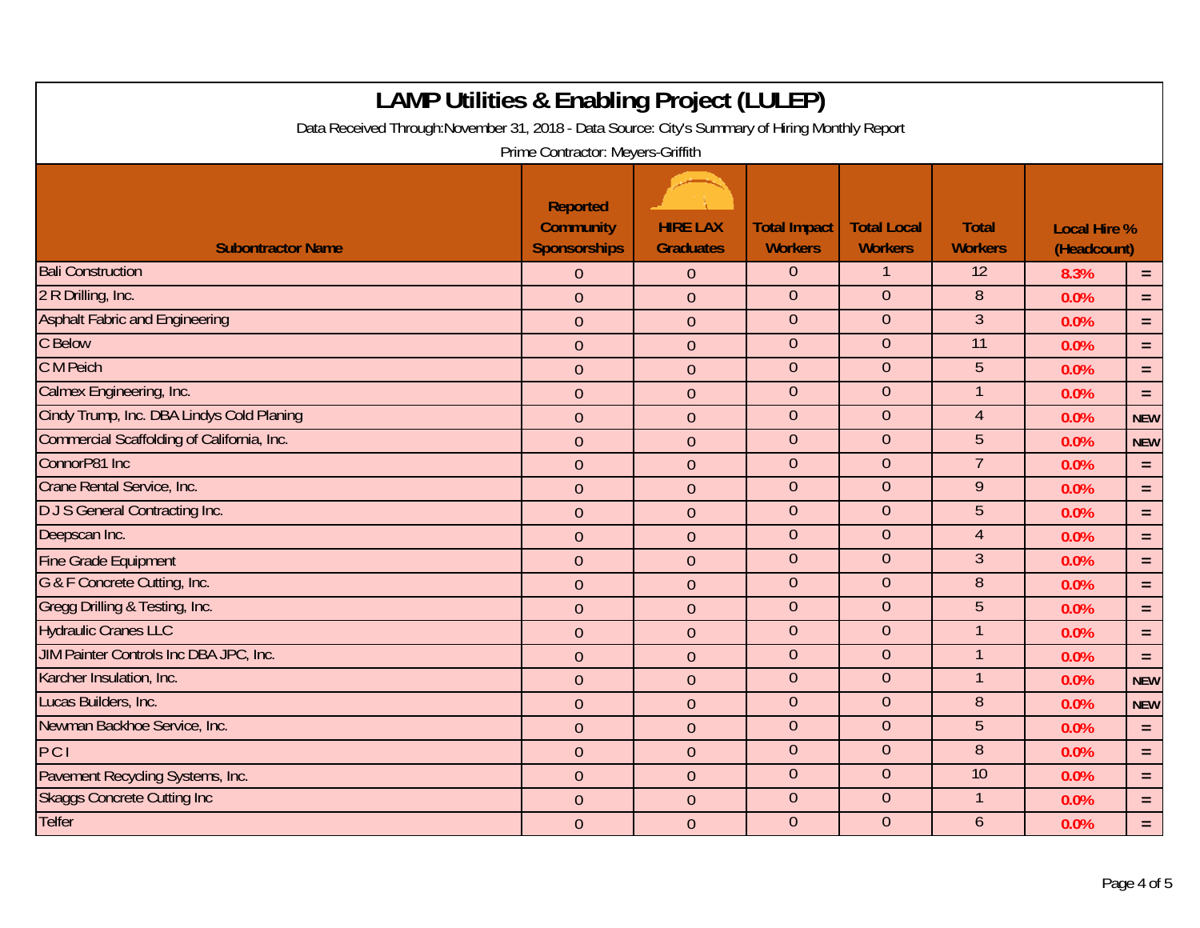# LAMP Utilities & Enabling Project (LULEP)

Data Received Through:November 31, 2018 - Data Source: City's Summary of Hiring Monthly Report

Prime Contractor: Meyers-Griffith

| Subontractor Name | Reported Community Sponsorships | HIRE LAX Graduates | Total Impact Workers | Total Local Workers | Total Workers | Local Hire % (Headcount) | |
|---|---|---|---|---|---|---|---|
| Bali Construction | 0 | 0 | 0 | 1 | 12 | 8.3% | = |
| 2 R Drilling, Inc. | 0 | 0 | 0 | 0 | 8 | 0.0% | = |
| Asphalt Fabric and Engineering | 0 | 0 | 0 | 0 | 3 | 0.0% | = |
| C Below | 0 | 0 | 0 | 0 | 11 | 0.0% | = |
| C M Peich | 0 | 0 | 0 | 0 | 5 | 0.0% | = |
| Calmex Engineering, Inc. | 0 | 0 | 0 | 0 | 1 | 0.0% | = |
| Cindy Trump, Inc. DBA Lindys Cold Planing | 0 | 0 | 0 | 0 | 4 | 0.0% | NEW |
| Commercial Scaffolding of California, Inc. | 0 | 0 | 0 | 0 | 5 | 0.0% | NEW |
| ConnorP81 Inc | 0 | 0 | 0 | 0 | 7 | 0.0% | = |
| Crane Rental Service, Inc. | 0 | 0 | 0 | 0 | 9 | 0.0% | = |
| D J S General Contracting Inc. | 0 | 0 | 0 | 0 | 5 | 0.0% | = |
| Deepscan Inc. | 0 | 0 | 0 | 0 | 4 | 0.0% | = |
| Fine Grade Equipment | 0 | 0 | 0 | 0 | 3 | 0.0% | = |
| G & F Concrete Cutting, Inc. | 0 | 0 | 0 | 0 | 8 | 0.0% | = |
| Gregg Drilling & Testing, Inc. | 0 | 0 | 0 | 0 | 5 | 0.0% | = |
| Hydraulic Cranes LLC | 0 | 0 | 0 | 0 | 1 | 0.0% | = |
| JIM Painter Controls Inc DBA JPC, Inc. | 0 | 0 | 0 | 0 | 1 | 0.0% | = |
| Karcher Insulation, Inc. | 0 | 0 | 0 | 0 | 1 | 0.0% | NEW |
| Lucas Builders, Inc. | 0 | 0 | 0 | 0 | 8 | 0.0% | NEW |
| Newman Backhoe Service, Inc. | 0 | 0 | 0 | 0 | 5 | 0.0% | = |
| P C I | 0 | 0 | 0 | 0 | 8 | 0.0% | = |
| Pavement Recycling Systems, Inc. | 0 | 0 | 0 | 0 | 10 | 0.0% | = |
| Skaggs Concrete Cutting Inc | 0 | 0 | 0 | 0 | 1 | 0.0% | = |
| Telfer | 0 | 0 | 0 | 0 | 6 | 0.0% | = |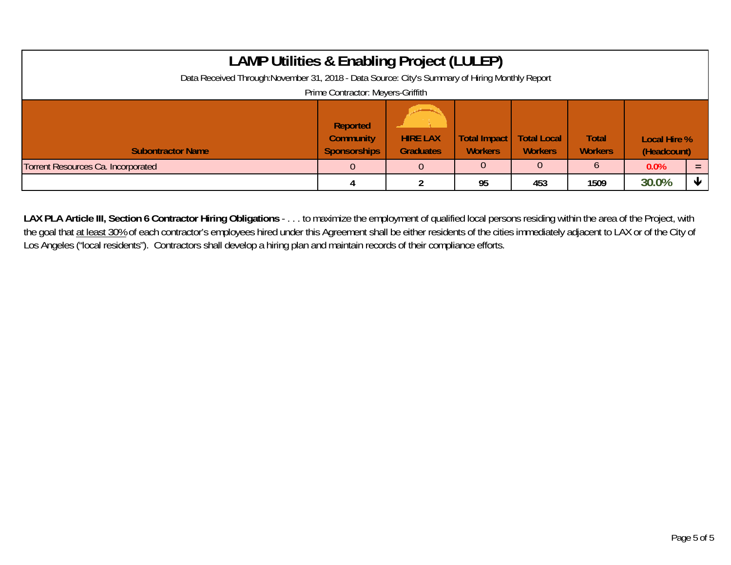# LAMP Utilities & Enabling Project (LULEP)

Data Received Through:November 31, 2018 - Data Source: City's Summary of Hiring Monthly Report

Prime Contractor: Meyers-Griffith

| Subontractor Name | Reported Community Sponsorships | HIRE LAX Graduates | Total Impact Workers | Total Local Workers | Total Workers | Local Hire % (Headcount) | |
|---|---|---|---|---|---|---|---|
| Torrent Resources Ca. Incorporated | 0 | 0 | 0 | 0 | 6 | 0.0% | = |
| | **4** | **2** | **95** | **453** | **1509** | **30.0%** | ↓ |

**LAX PLA Article III, Section 6 Contractor Hiring Obligations** - . . . to maximize the employment of qualified local persons residing within the area of the Project, with the goal that at least 30% of each contractor's employees hired under this Agreement shall be either residents of the cities immediately adjacent to LAX or of the City of Los Angeles ("local residents"). Contractors shall develop a hiring plan and maintain records of their compliance efforts.